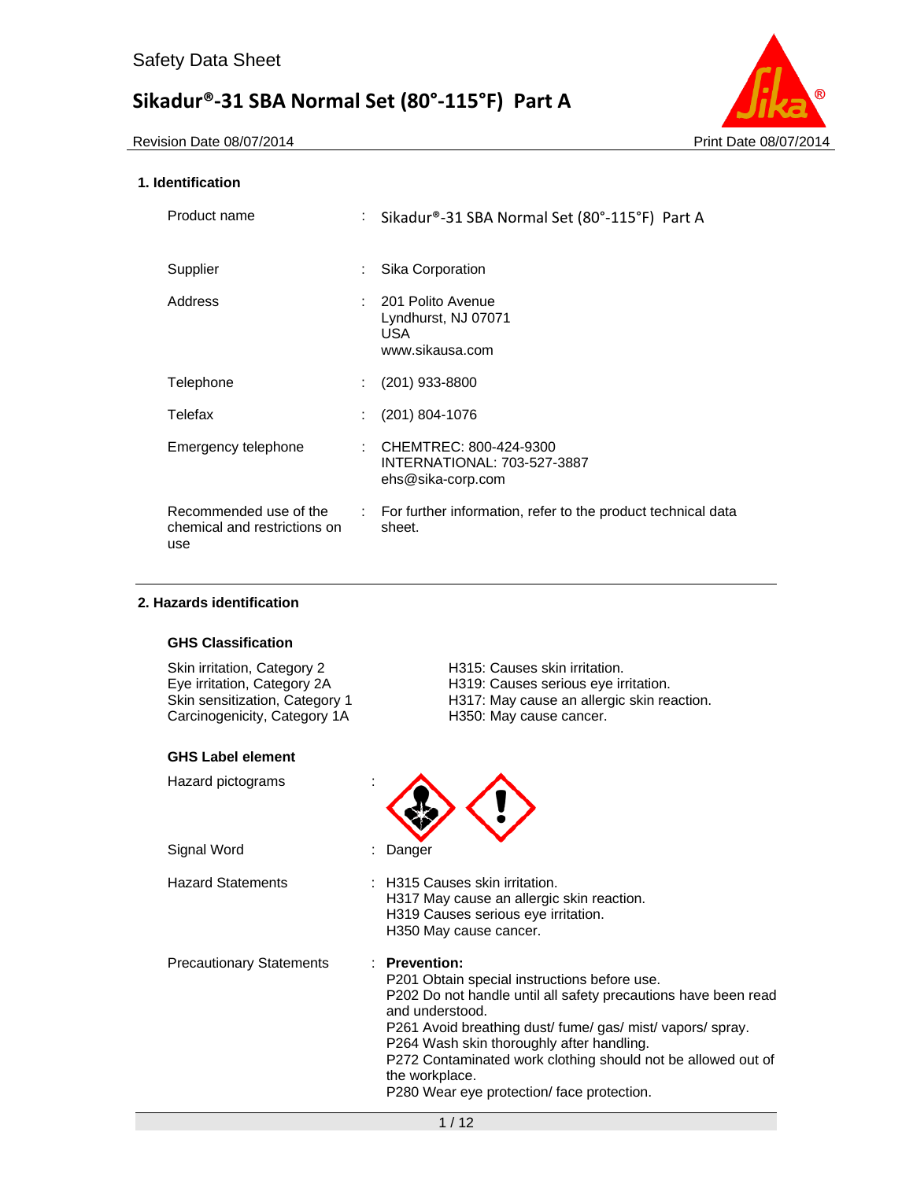Safety Data Sheet

# Sikadur®-31 SBA Normal Set (80°-115°F) Part A

Revision Date 08/07/2014 Print Date 08/07/2014

## 1. Identification

| | | |
|---|---|---|
| Product name | : | Sikadur®-31 SBA Normal Set (80°-115°F) Part A |
| Supplier | : | Sika Corporation |
| Address | : | 201 Polito Avenue<br>Lyndhurst, NJ 07071<br>USA<br>www.sikausa.com |
| Telephone | : | (201) 933-8800 |
| Telefax | : | (201) 804-1076 |
| Emergency telephone | : | CHEMTREC: 800-424-9300<br>INTERNATIONAL: 703-527-3887<br>ehs@sika-corp.com |
| Recommended use of the chemical and restrictions on use | : | For further information, refer to the product technical data sheet. |

## 2. Hazards identification

### GHS Classification

| | |
|---|---|
| Skin irritation, Category 2 | H315: Causes skin irritation. |
| Eye irritation, Category 2A | H319: Causes serious eye irritation. |
| Skin sensitization, Category 1 | H317: May cause an allergic skin reaction. |
| Carcinogenicity, Category 1A | H350: May cause cancer. |

### GHS Label element

Hazard pictograms :

Signal Word : Danger

Hazard Statements :
H315 Causes skin irritation.
H317 May cause an allergic skin reaction.
H319 Causes serious eye irritation.
H350 May cause cancer.

Precautionary Statements :

**Prevention:**

P201 Obtain special instructions before use.
P202 Do not handle until all safety precautions have been read and understood.
P261 Avoid breathing dust/ fume/ gas/ mist/ vapors/ spray.
P264 Wash skin thoroughly after handling.
P272 Contaminated work clothing should not be allowed out of the workplace.
P280 Wear eye protection/ face protection.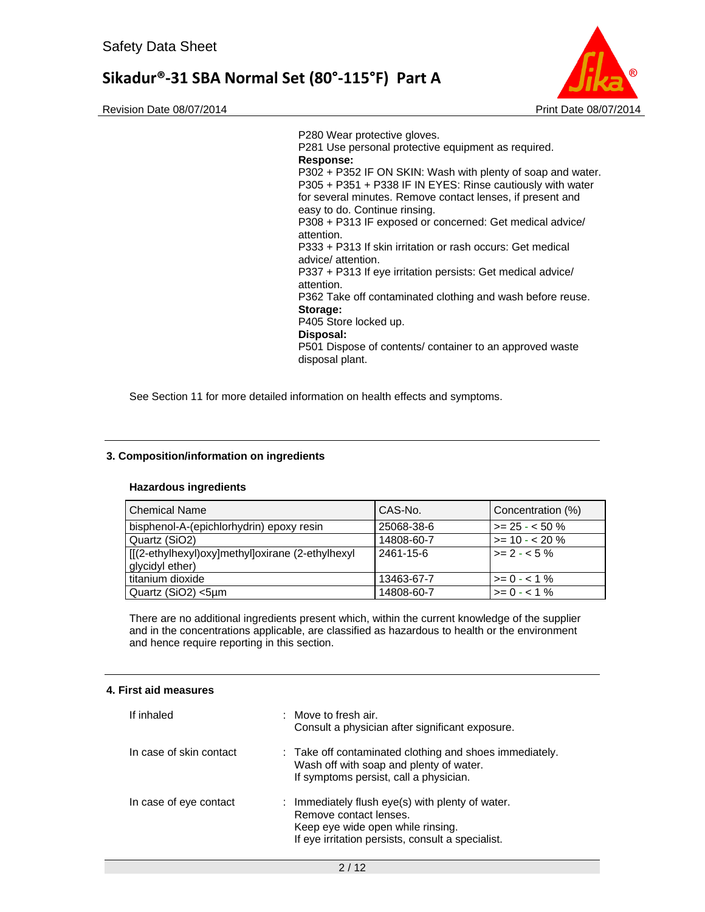P280 Wear protective gloves.
P281 Use personal protective equipment as required.

**Response:**

P302 + P352 IF ON SKIN: Wash with plenty of soap and water.
P305 + P351 + P338 IF IN EYES: Rinse cautiously with water for several minutes. Remove contact lenses, if present and easy to do. Continue rinsing.
P308 + P313 IF exposed or concerned: Get medical advice/ attention.
P333 + P313 If skin irritation or rash occurs: Get medical advice/ attention.
P337 + P313 If eye irritation persists: Get medical advice/ attention.
P362 Take off contaminated clothing and wash before reuse.

**Storage:**

P405 Store locked up.

**Disposal:**

P501 Dispose of contents/ container to an approved waste disposal plant.

See Section 11 for more detailed information on health effects and symptoms.

## 3. Composition/information on ingredients

### Hazardous ingredients

| Chemical Name | CAS-No. | Concentration (%) |
| --- | --- | --- |
| bisphenol-A-(epichlorhydrin) epoxy resin | 25068-38-6 | >= 25 - < 50 % |
| Quartz (SiO2) | 14808-60-7 | >= 10 - < 20 % |
| [[(2-ethylhexyl)oxy]methyl]oxirane (2-ethylhexyl glycidyl ether) | 2461-15-6 | >= 2 - < 5 % |
| titanium dioxide | 13463-67-7 | >= 0 - < 1 % |
| Quartz (SiO2) <5µm | 14808-60-7 | >= 0 - < 1 % |

There are no additional ingredients present which, within the current knowledge of the supplier and in the concentrations applicable, are classified as hazardous to health or the environment and hence require reporting in this section.

## 4. First aid measures

If inhaled : Move to fresh air.
Consult a physician after significant exposure.

In case of skin contact : Take off contaminated clothing and shoes immediately.
Wash off with soap and plenty of water.
If symptoms persist, call a physician.

In case of eye contact : Immediately flush eye(s) with plenty of water.
Remove contact lenses.
Keep eye wide open while rinsing.
If eye irritation persists, consult a specialist.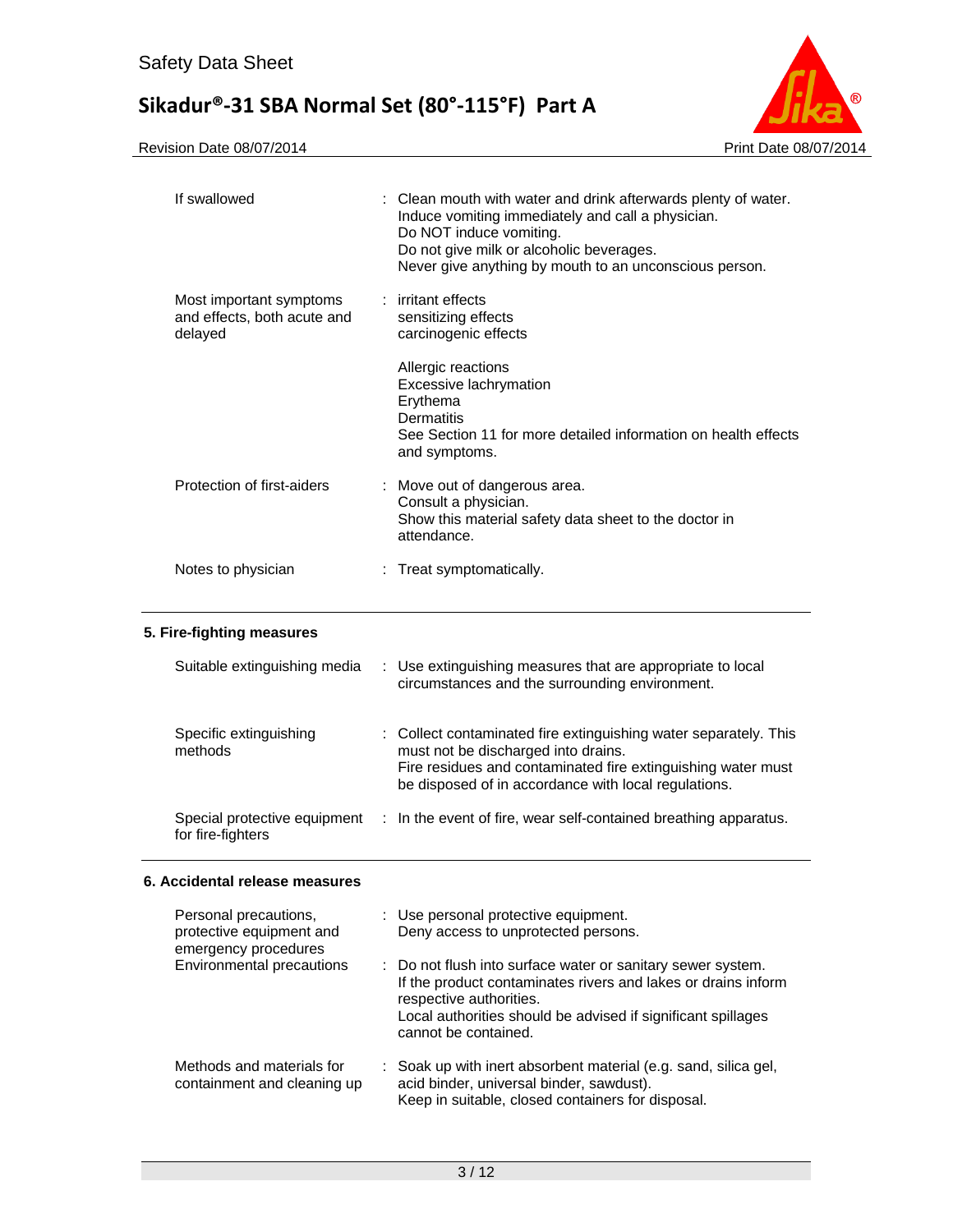| | |
|---|---|
| If swallowed | : Clean mouth with water and drink afterwards plenty of water.<br>Induce vomiting immediately and call a physician.<br>Do NOT induce vomiting.<br>Do not give milk or alcoholic beverages.<br>Never give anything by mouth to an unconscious person. |
| Most important symptoms and effects, both acute and delayed | : irritant effects<br>sensitizing effects<br>carcinogenic effects<br><br>Allergic reactions<br>Excessive lachrymation<br>Erythema<br>Dermatitis<br>See Section 11 for more detailed information on health effects and symptoms. |
| Protection of first-aiders | : Move out of dangerous area.<br>Consult a physician.<br>Show this material safety data sheet to the doctor in attendance. |
| Notes to physician | : Treat symptomatically. |

## 5. Fire-fighting measures

| | |
|---|---|
| Suitable extinguishing media | : Use extinguishing measures that are appropriate to local circumstances and the surrounding environment. |
| Specific extinguishing methods | : Collect contaminated fire extinguishing water separately. This must not be discharged into drains.<br>Fire residues and contaminated fire extinguishing water must be disposed of in accordance with local regulations. |
| Special protective equipment for fire-fighters | : In the event of fire, wear self-contained breathing apparatus. |

## 6. Accidental release measures

| | |
|---|---|
| Personal precautions, protective equipment and emergency procedures | : Use personal protective equipment.<br>Deny access to unprotected persons. |
| Environmental precautions | : Do not flush into surface water or sanitary sewer system.<br>If the product contaminates rivers and lakes or drains inform respective authorities.<br>Local authorities should be advised if significant spillages cannot be contained. |
| Methods and materials for containment and cleaning up | : Soak up with inert absorbent material (e.g. sand, silica gel, acid binder, universal binder, sawdust).<br>Keep in suitable, closed containers for disposal. |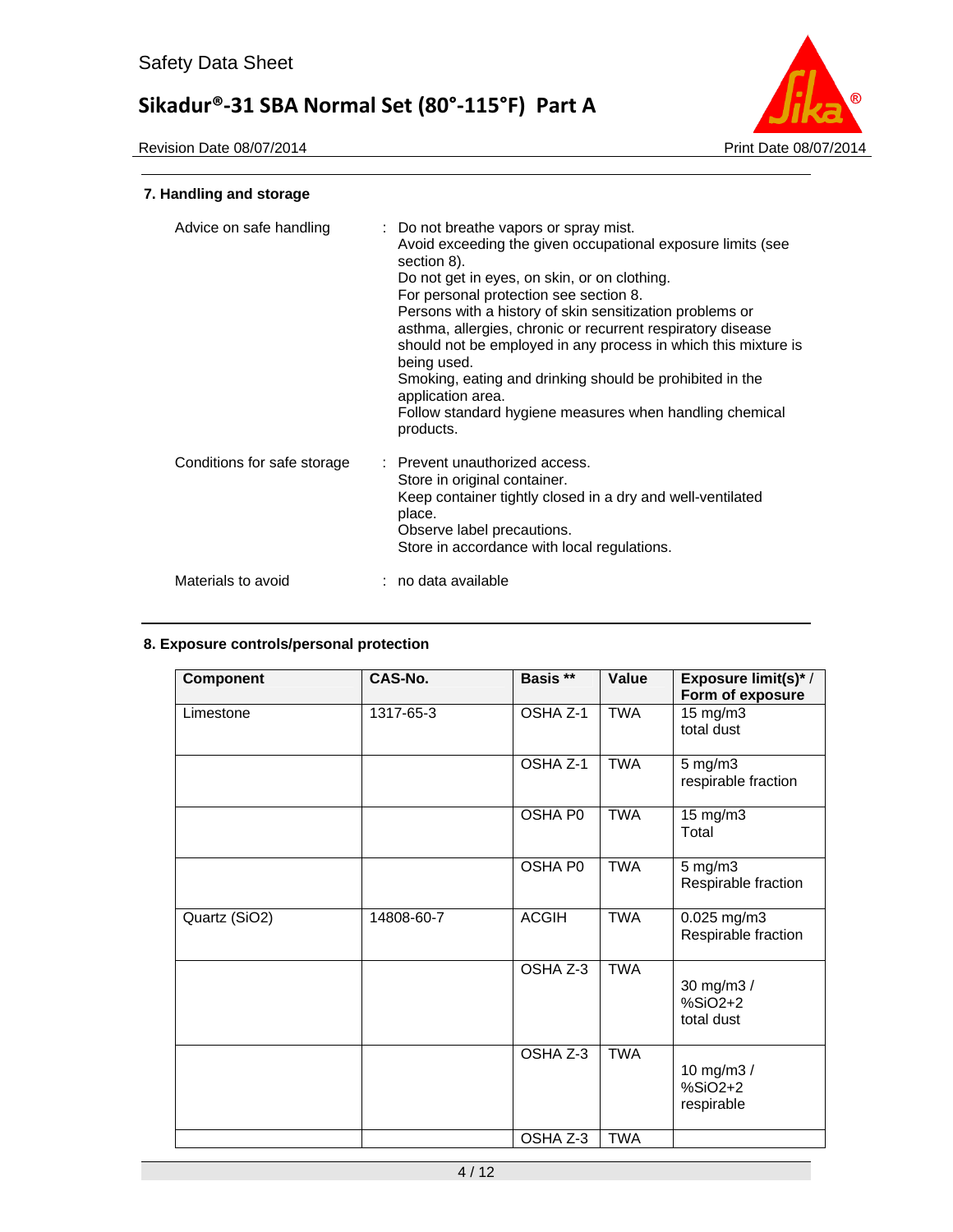### 7. Handling and storage

| | |
|---|---|
| Advice on safe handling | : Do not breathe vapors or spray mist.<br>Avoid exceeding the given occupational exposure limits (see section 8).<br>Do not get in eyes, on skin, or on clothing.<br>For personal protection see section 8.<br>Persons with a history of skin sensitization problems or asthma, allergies, chronic or recurrent respiratory disease should not be employed in any process in which this mixture is being used.<br>Smoking, eating and drinking should be prohibited in the application area.<br>Follow standard hygiene measures when handling chemical products. |
| Conditions for safe storage | : Prevent unauthorized access.<br>Store in original container.<br>Keep container tightly closed in a dry and well-ventilated place.<br>Observe label precautions.<br>Store in accordance with local regulations. |
| Materials to avoid | : no data available |

### 8. Exposure controls/personal protection

| Component | CAS-No. | Basis ** | Value | Exposure limit(s)* / Form of exposure |
|---|---|---|---|---|
| Limestone | 1317-65-3 | OSHA Z-1 | TWA | 15 mg/m3<br>total dust |
| | | OSHA Z-1 | TWA | 5 mg/m3<br>respirable fraction |
| | | OSHA P0 | TWA | 15 mg/m3<br>Total |
| | | OSHA P0 | TWA | 5 mg/m3<br>Respirable fraction |
| Quartz ($SiO_2$) | 14808-60-7 | ACGIH | TWA | 0.025 mg/m3<br>Respirable fraction |
| | | OSHA Z-3 | TWA | 30 mg/m3 /<br>%SiO2+2<br>total dust |
| | | OSHA Z-3 | TWA | 10 mg/m3 /<br>%SiO2+2<br>respirable |
| | | OSHA Z-3 | TWA | |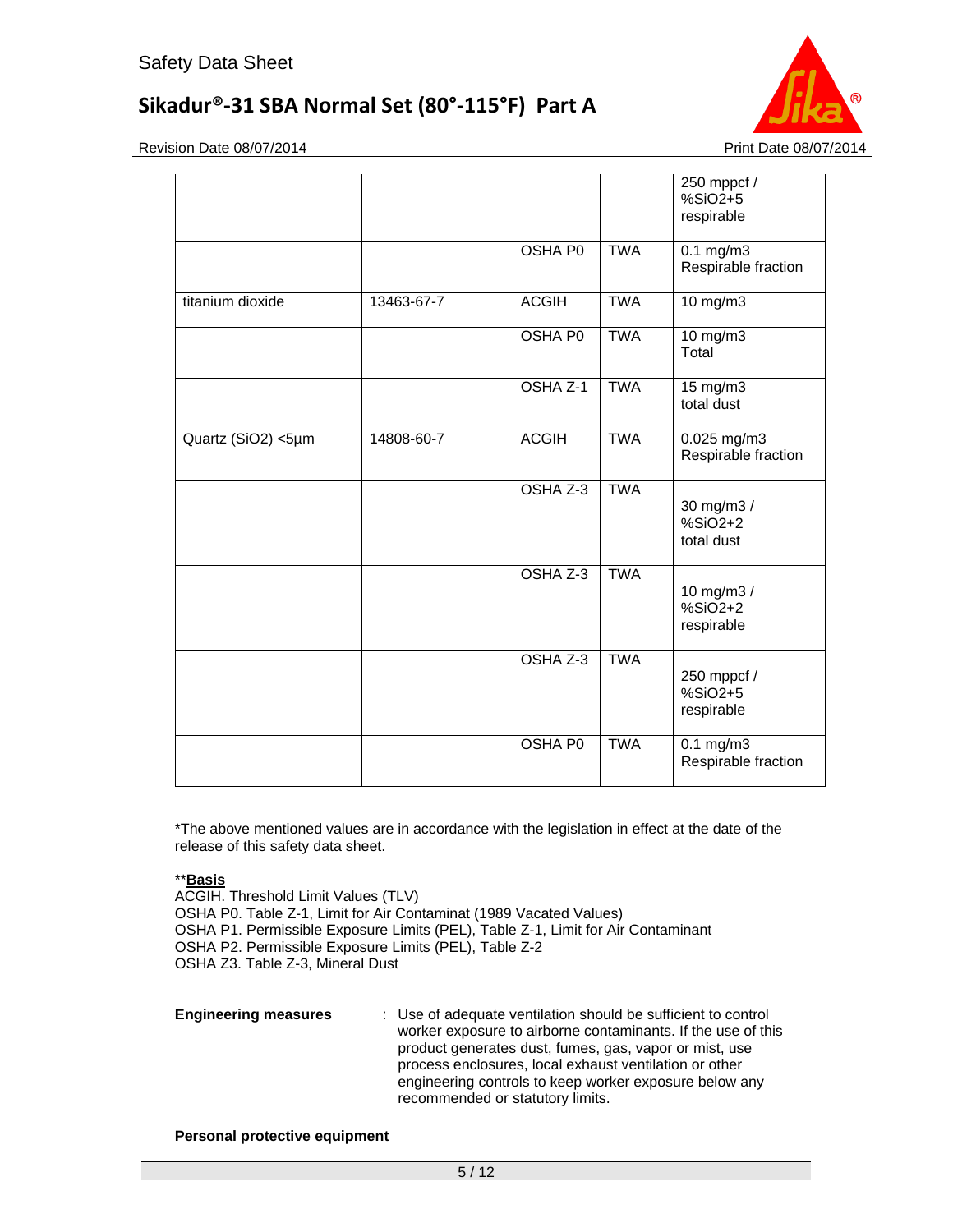| | | | | |
|---|---|---|---|---|
| | | | | 250 mppcf / %SiO2+5 respirable |
| | | OSHA P0 | TWA | 0.1 mg/m3 Respirable fraction |
| titanium dioxide | 13463-67-7 | ACGIH | TWA | 10 mg/m3 |
| | | OSHA P0 | TWA | 10 mg/m3 Total |
| | | OSHA Z-1 | TWA | 15 mg/m3 total dust |
| Quartz (SiO2) <5µm | 14808-60-7 | ACGIH | TWA | 0.025 mg/m3 Respirable fraction |
| | | OSHA Z-3 | TWA | 30 mg/m3 / %SiO2+2 total dust |
| | | OSHA Z-3 | TWA | 10 mg/m3 / %SiO2+2 respirable |
| | | OSHA Z-3 | TWA | 250 mppcf / %SiO2+5 respirable |
| | | OSHA P0 | TWA | 0.1 mg/m3 Respirable fraction |

*The above mentioned values are in accordance with the legislation in effect at the date of the release of this safety data sheet.

**<u>**Basis**</u>
ACGIH. Threshold Limit Values (TLV)
OSHA P0. Table Z-1, Limit for Air Contaminat (1989 Vacated Values)
OSHA P1. Permissible Exposure Limits (PEL), Table Z-1, Limit for Air Contaminant
OSHA P2. Permissible Exposure Limits (PEL), Table Z-2
OSHA Z3. Table Z-3, Mineral Dust

**Engineering measures** : Use of adequate ventilation should be sufficient to control worker exposure to airborne contaminants. If the use of this product generates dust, fumes, gas, vapor or mist, use process enclosures, local exhaust ventilation or other engineering controls to keep worker exposure below any recommended or statutory limits.

**Personal protective equipment**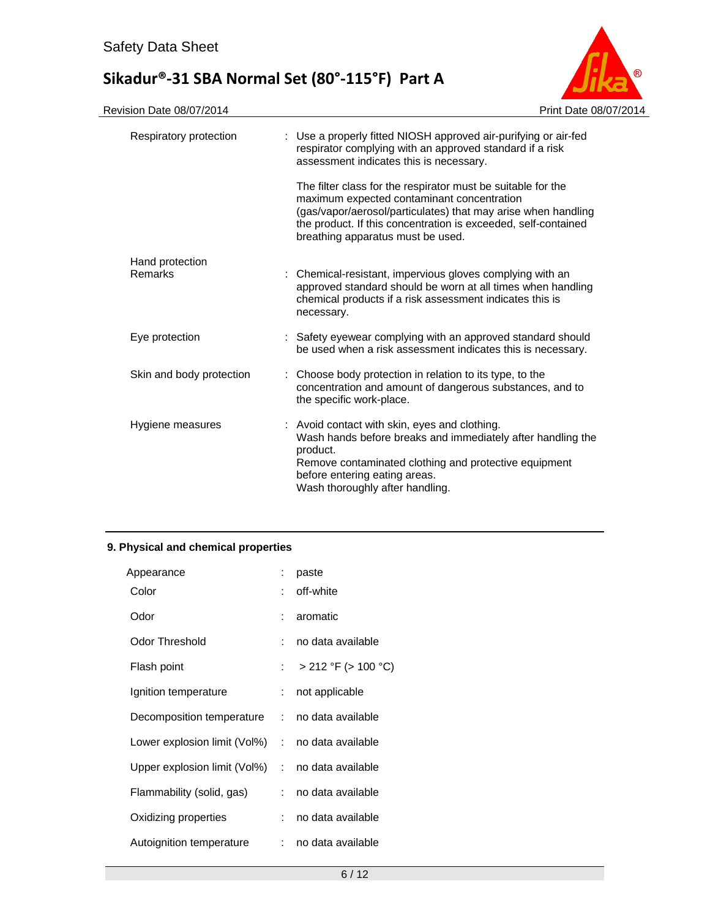| | | |
|---|---|---|
| Respiratory protection | : | Use a properly fitted NIOSH approved air-purifying or air-fed respirator complying with an approved standard if a risk assessment indicates this is necessary.<br><br>The filter class for the respirator must be suitable for the maximum expected contaminant concentration (gas/vapor/aerosol/particulates) that may arise when handling the product. If this concentration is exceeded, self-contained breathing apparatus must be used. |
| Hand protection<br>Remarks | : | Chemical-resistant, impervious gloves complying with an approved standard should be worn at all times when handling chemical products if a risk assessment indicates this is necessary. |
| Eye protection | : | Safety eyewear complying with an approved standard should be used when a risk assessment indicates this is necessary. |
| Skin and body protection | : | Choose body protection in relation to its type, to the concentration and amount of dangerous substances, and to the specific work-place. |
| Hygiene measures | : | Avoid contact with skin, eyes and clothing.<br>Wash hands before breaks and immediately after handling the product.<br>Remove contaminated clothing and protective equipment before entering eating areas.<br>Wash thoroughly after handling. |

## 9. Physical and chemical properties

| | | |
|---|---|---|
| Appearance | : | paste |
| Color | : | off-white |
| Odor | : | aromatic |
| Odor Threshold | : | no data available |
| Flash point | : | > 212 °F (> 100 °C) |
| Ignition temperature | : | not applicable |
| Decomposition temperature | : | no data available |
| Lower explosion limit (Vol%) | : | no data available |
| Upper explosion limit (Vol%) | : | no data available |
| Flammability (solid, gas) | : | no data available |
| Oxidizing properties | : | no data available |
| Autoignition temperature | : | no data available |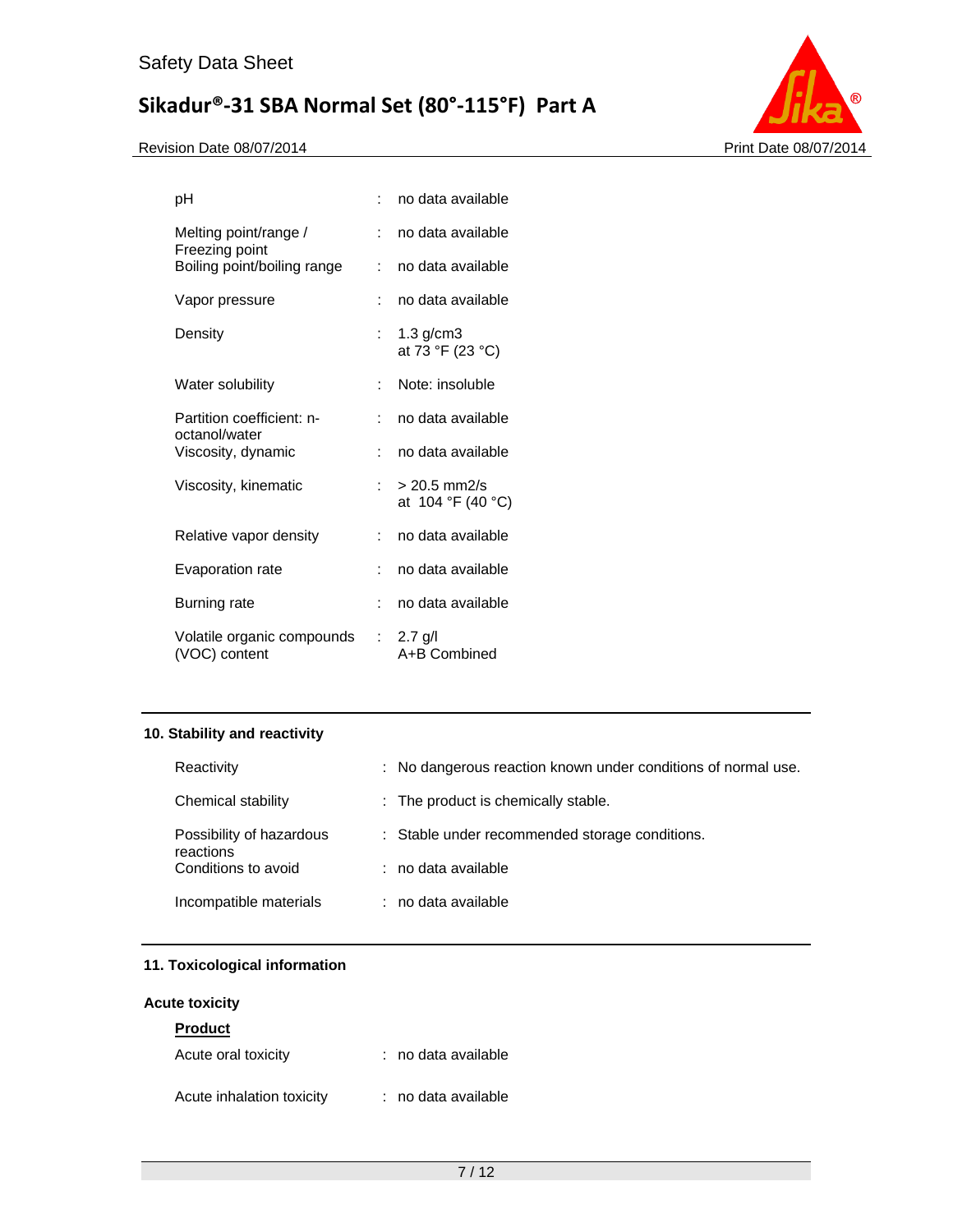| | | |
|---|---|---|
| pH | : | no data available |
| Melting point/range / Freezing point | : | no data available |
| Boiling point/boiling range | : | no data available |
| Vapor pressure | : | no data available |
| Density | : | 1.3 g/cm3<br>at 73 °F (23 °C) |
| Water solubility | : | Note: insoluble |
| Partition coefficient: n-octanol/water | : | no data available |
| Viscosity, dynamic | : | no data available |
| Viscosity, kinematic | : | > 20.5 mm2/s<br>at 104 °F (40 °C) |
| Relative vapor density | : | no data available |
| Evaporation rate | : | no data available |
| Burning rate | : | no data available |
| Volatile organic compounds (VOC) content | : | 2.7 g/l<br>A+B Combined |

## 10. Stability and reactivity

| | | |
|---|---|---|
| Reactivity | : | No dangerous reaction known under conditions of normal use. |
| Chemical stability | : | The product is chemically stable. |
| Possibility of hazardous reactions | : | Stable under recommended storage conditions. |
| Conditions to avoid | : | no data available |
| Incompatible materials | : | no data available |

## 11. Toxicological information

### Acute toxicity

**Product**

| | | |
|---|---|---|
| Acute oral toxicity | : | no data available |
| Acute inhalation toxicity | : | no data available |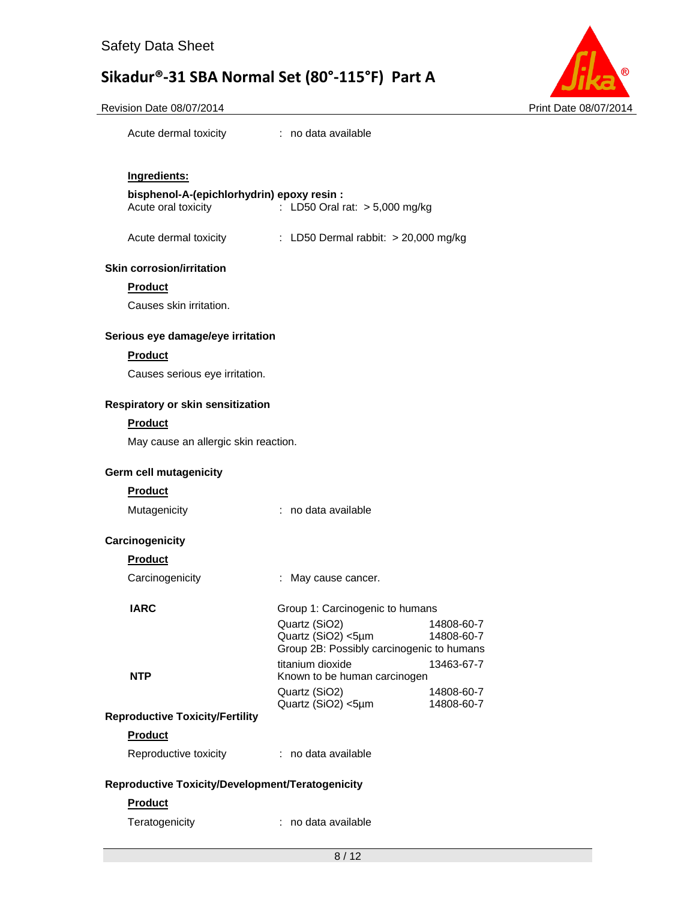Acute dermal toxicity : no data available

**Ingredients:**

**bisphenol-A-(epichlorhydrin) epoxy resin :**

Acute oral toxicity : LD50 Oral rat: > 5,000 mg/kg

Acute dermal toxicity : LD50 Dermal rabbit: > 20,000 mg/kg

### Skin corrosion/irritation

**Product**

Causes skin irritation.

### Serious eye damage/eye irritation

**Product**

Causes serious eye irritation.

### Respiratory or skin sensitization

**Product**

May cause an allergic skin reaction.

### Germ cell mutagenicity

**Product**

Mutagenicity : no data available

### Carcinogenicity

**Product**

Carcinogenicity : May cause cancer.

| | | |
|---|---|---|
| **IARC** | Group 1: Carcinogenic to humans | |
| | Quartz ($SiO_2$) | 14808-60-7 |
| | Quartz ($SiO_2$) <5µm | 14808-60-7 |
| | Group 2B: Possibly carcinogenic to humans | |
| | titanium dioxide | 13463-67-7 |
| **NTP** | Known to be human carcinogen | |
| | Quartz ($SiO_2$) | 14808-60-7 |
| | Quartz ($SiO_2$) <5µm | 14808-60-7 |

### Reproductive Toxicity/Fertility

**Product**

Reproductive toxicity : no data available

### Reproductive Toxicity/Development/Teratogenicity

**Product**

Teratogenicity : no data available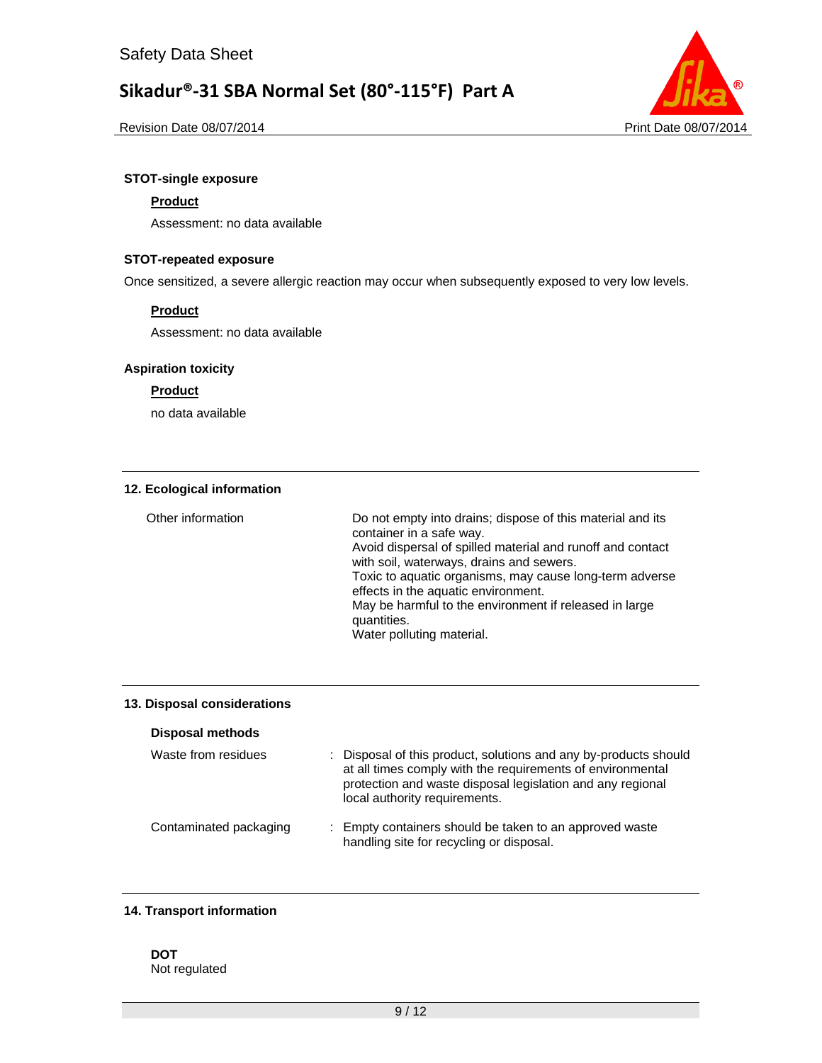**STOT-single exposure**

**Product**

Assessment: no data available

**STOT-repeated exposure**

Once sensitized, a severe allergic reaction may occur when subsequently exposed to very low levels.

**Product**

Assessment: no data available

**Aspiration toxicity**

**Product**

no data available

## 12. Ecological information

| | |
|---|---|
| Other information | Do not empty into drains; dispose of this material and its container in a safe way.<br>Avoid dispersal of spilled material and runoff and contact with soil, waterways, drains and sewers.<br>Toxic to aquatic organisms, may cause long-term adverse effects in the aquatic environment.<br>May be harmful to the environment if released in large quantities.<br>Water polluting material. |

## 13. Disposal considerations

**Disposal methods**

| | |
|---|---|
| Waste from residues | : Disposal of this product, solutions and any by-products should at all times comply with the requirements of environmental protection and waste disposal legislation and any regional local authority requirements. |
| Contaminated packaging | : Empty containers should be taken to an approved waste handling site for recycling or disposal. |

## 14. Transport information

**DOT**
Not regulated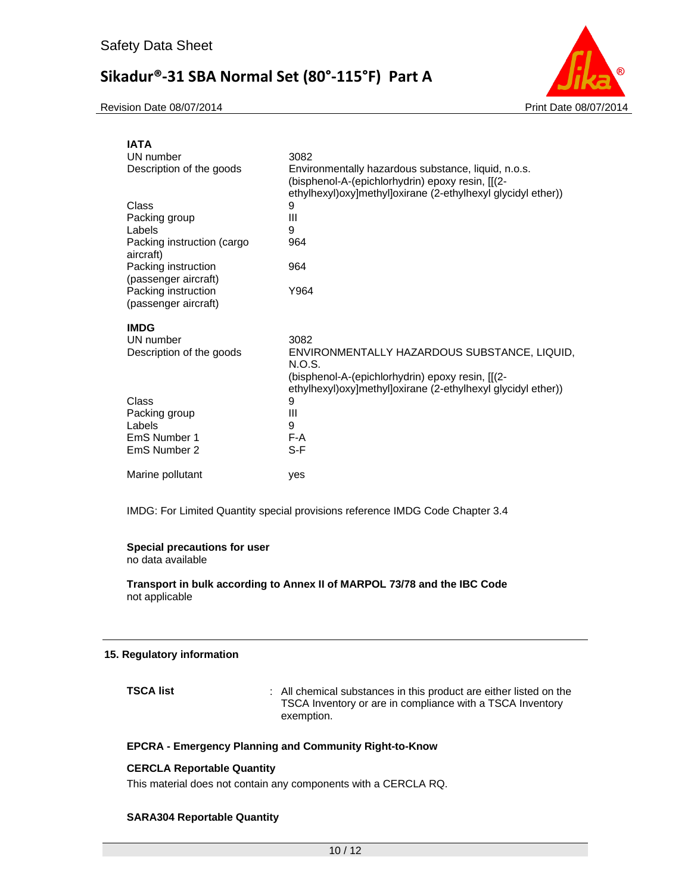**IATA**

| | |
|---|---|
| UN number | 3082 |
| Description of the goods | Environmentally hazardous substance, liquid, n.o.s. (bisphenol-A-(epichlorhydrin) epoxy resin, [[(2-ethylhexyl)oxy]methyl]oxirane (2-ethylhexyl glycidyl ether)) |
| Class | 9 |
| Packing group | III |
| Labels | 9 |
| Packing instruction (cargo aircraft) | 964 |
| Packing instruction (passenger aircraft) | 964 |
| Packing instruction (passenger aircraft) | Y964 |

**IMDG**

| | |
|---|---|
| UN number | 3082 |
| Description of the goods | ENVIRONMENTALLY HAZARDOUS SUBSTANCE, LIQUID, N.O.S. (bisphenol-A-(epichlorhydrin) epoxy resin, [[(2-ethylhexyl)oxy]methyl]oxirane (2-ethylhexyl glycidyl ether)) |
| Class | 9 |
| Packing group | III |
| Labels | 9 |
| EmS Number 1 | F-A |
| EmS Number 2 | S-F |
| Marine pollutant | yes |

IMDG: For Limited Quantity special provisions reference IMDG Code Chapter 3.4

**Special precautions for user**
no data available

**Transport in bulk according to Annex II of MARPOL 73/78 and the IBC Code**
not applicable

## 15. Regulatory information

**TSCA list** : All chemical substances in this product are either listed on the TSCA Inventory or are in compliance with a TSCA Inventory exemption.

**EPCRA - Emergency Planning and Community Right-to-Know**

**CERCLA Reportable Quantity**

This material does not contain any components with a CERCLA RQ.

**SARA304 Reportable Quantity**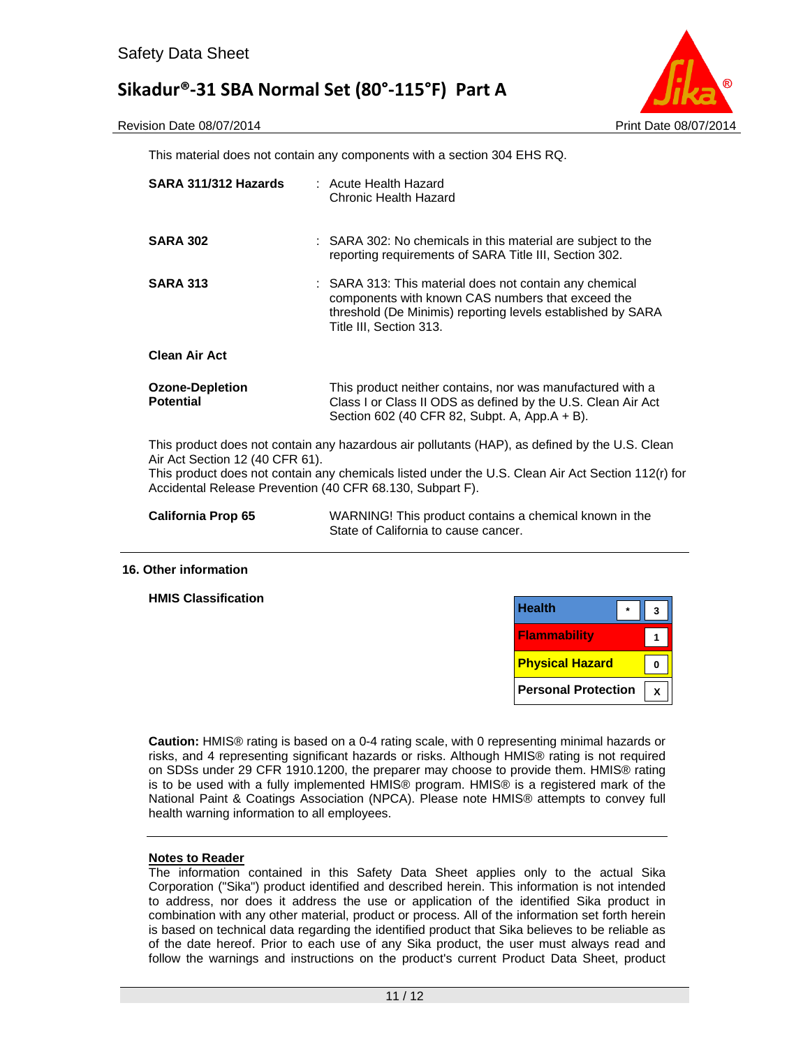This material does not contain any components with a section 304 EHS RQ.

**SARA 311/312 Hazards** : Acute Health Hazard
Chronic Health Hazard

**SARA 302** : SARA 302: No chemicals in this material are subject to the reporting requirements of SARA Title III, Section 302.

**SARA 313** : SARA 313: This material does not contain any chemical components with known CAS numbers that exceed the threshold (De Minimis) reporting levels established by SARA Title III, Section 313.

**Clean Air Act**

**Ozone-Depletion Potential** This product neither contains, nor was manufactured with a Class I or Class II ODS as defined by the U.S. Clean Air Act Section 602 (40 CFR 82, Subpt. A, App.A + B).

This product does not contain any hazardous air pollutants (HAP), as defined by the U.S. Clean Air Act Section 12 (40 CFR 61).
This product does not contain any chemicals listed under the U.S. Clean Air Act Section 112(r) for Accidental Release Prevention (40 CFR 68.130, Subpart F).

**California Prop 65** WARNING! This product contains a chemical known in the State of California to cause cancer.

## 16. Other information

**HMIS Classification**

| Health | * | 3 |
|---|---|---|
| Flammability | | 1 |
| Physical Hazard | | 0 |
| Personal Protection | | x |

**Caution:** HMIS® rating is based on a 0-4 rating scale, with 0 representing minimal hazards or risks, and 4 representing significant hazards or risks. Although HMIS® rating is not required on SDSs under 29 CFR 1910.1200, the preparer may choose to provide them. HMIS® rating is to be used with a fully implemented HMIS® program. HMIS® is a registered mark of the National Paint & Coatings Association (NPCA). Please note HMIS® attempts to convey full health warning information to all employees.

**Notes to Reader**
The information contained in this Safety Data Sheet applies only to the actual Sika Corporation ("Sika") product identified and described herein. This information is not intended to address, nor does it address the use or application of the identified Sika product in combination with any other material, product or process. All of the information set forth herein is based on technical data regarding the identified product that Sika believes to be reliable as of the date hereof. Prior to each use of any Sika product, the user must always read and follow the warnings and instructions on the product's current Product Data Sheet, product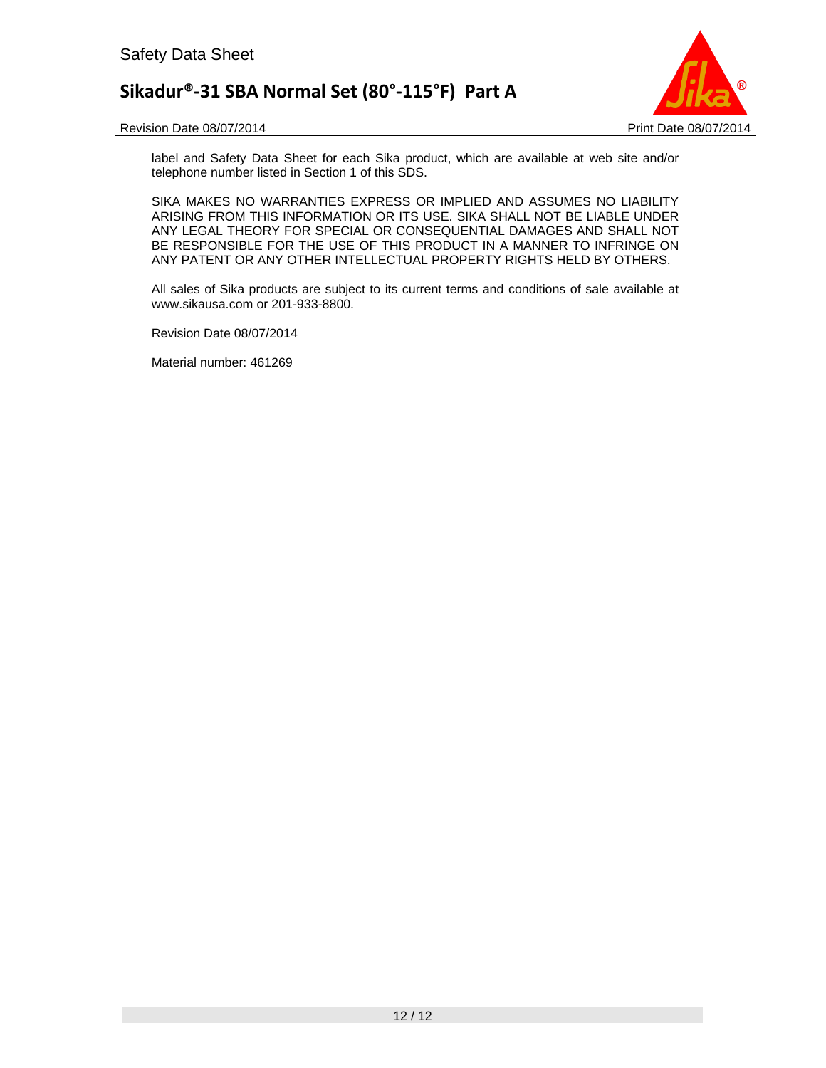label and Safety Data Sheet for each Sika product, which are available at web site and/or telephone number listed in Section 1 of this SDS.

SIKA MAKES NO WARRANTIES EXPRESS OR IMPLIED AND ASSUMES NO LIABILITY ARISING FROM THIS INFORMATION OR ITS USE. SIKA SHALL NOT BE LIABLE UNDER ANY LEGAL THEORY FOR SPECIAL OR CONSEQUENTIAL DAMAGES AND SHALL NOT BE RESPONSIBLE FOR THE USE OF THIS PRODUCT IN A MANNER TO INFRINGE ON ANY PATENT OR ANY OTHER INTELLECTUAL PROPERTY RIGHTS HELD BY OTHERS.

All sales of Sika products are subject to its current terms and conditions of sale available at www.sikausa.com or 201-933-8800.

Revision Date 08/07/2014

Material number: 461269